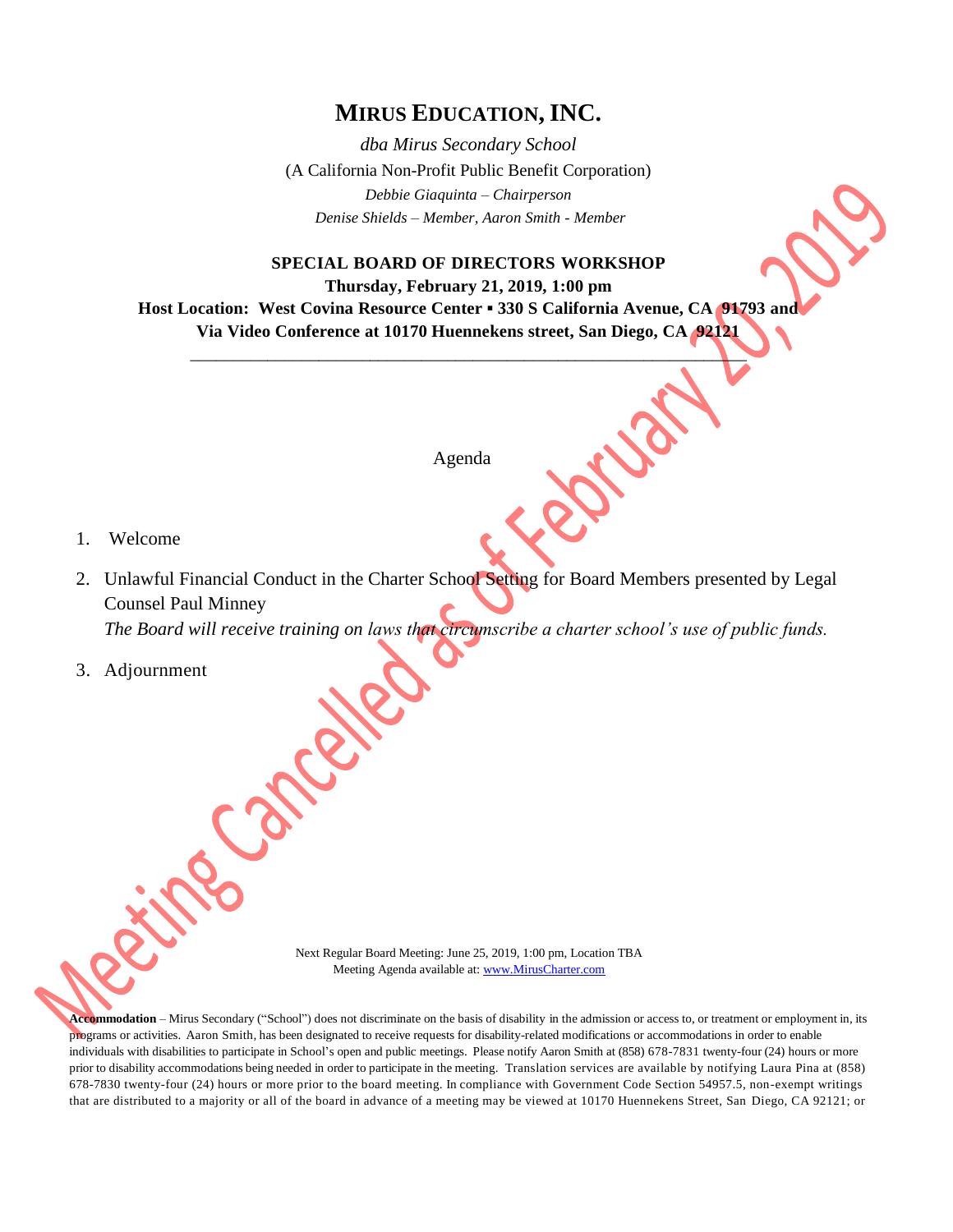# MIRUS EDUCATION, INC.

*dba Mirus Secondary School*

(A California Non-Profit Public Benefit Corporation)

*Debbie Giaquinta – Chairperson*

*Denise Shields – Member, Aaron Smith - Member*

**SPECIAL BOARD OF DIRECTORS WORKSHOP**

**Thursday, February 21, 2019, 1:00 pm**

**Host Location: West Covina Resource Center ▪ 330 S California Avenue, CA 91793 and Via Video Conference at 10170 Huennekens street, San Diego, CA 92121**

Meeting Cancelled as of February 20, 2019

Agenda

1. Welcome
2. Unlawful Financial Conduct in the Charter School Setting for Board Members presented by Legal Counsel Paul Minney
   *The Board will receive training on laws that circumscribe a charter school's use of public funds.*
3. Adjournment

Next Regular Board Meeting: June 25, 2019, 1:00 pm, Location TBA
Meeting Agenda available at: www.MirusCharter.com

**Accommodation** – Mirus Secondary ("School") does not discriminate on the basis of disability in the admission or access to, or treatment or employment in, its programs or activities. Aaron Smith, has been designated to receive requests for disability-related modifications or accommodations in order to enable individuals with disabilities to participate in School's open and public meetings. Please notify Aaron Smith at (858) 678-7831 twenty-four (24) hours or more prior to disability accommodations being needed in order to participate in the meeting. Translation services are available by notifying Laura Pina at (858) 678-7830 twenty-four (24) hours or more prior to the board meeting. In compliance with Government Code Section 54957.5, non-exempt writings that are distributed to a majority or all of the board in advance of a meeting may be viewed at 10170 Huennekens Street, San Diego, CA 92121; or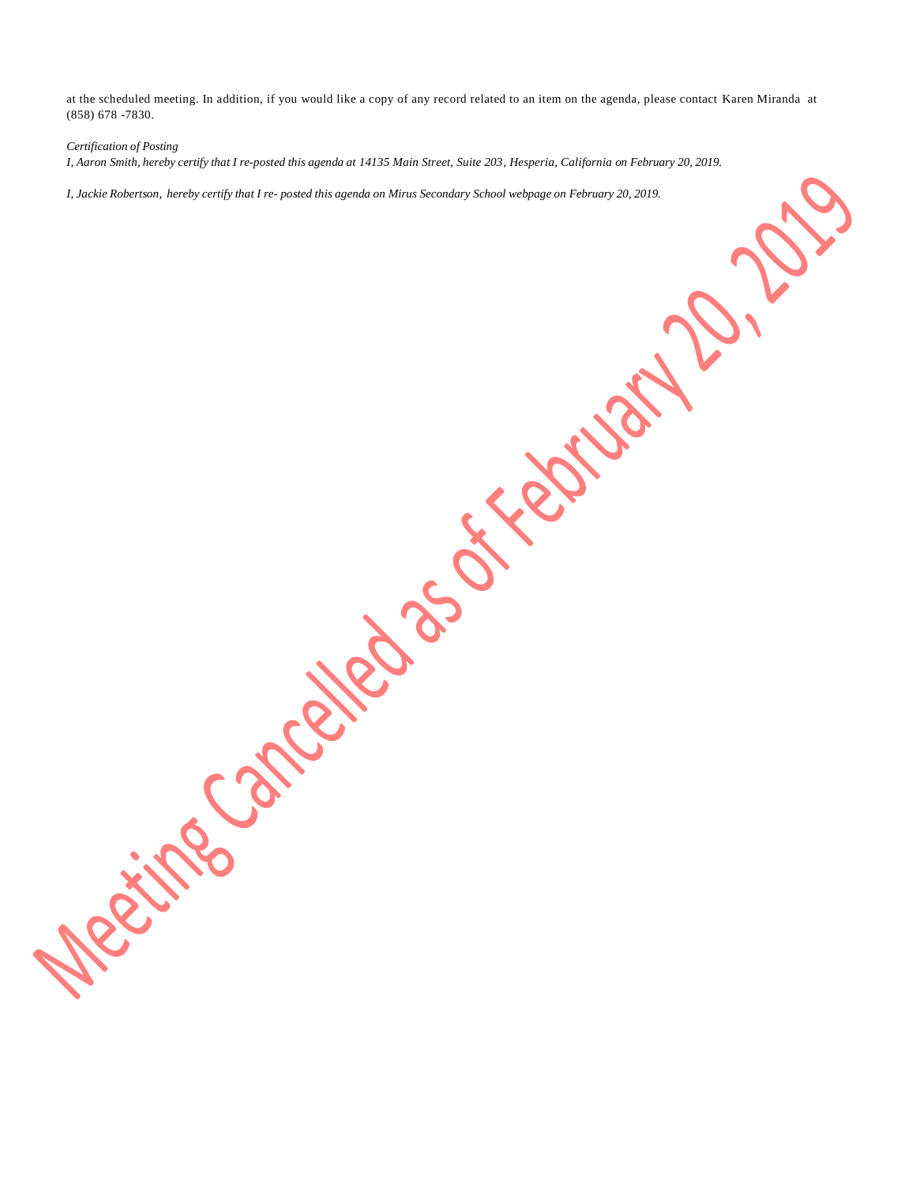at the scheduled meeting. In addition, if you would like a copy of any record related to an item on the agenda, please contact Karen Miranda at (858) 678 -7830.

*Certification of Posting*

*I, Aaron Smith, hereby certify that I re-posted this agenda at 14135 Main Street, Suite 203, Hesperia, California on February 20, 2019.*

*I, Jackie Robertson, hereby certify that I re- posted this agenda on Mirus Secondary School webpage on February 20, 2019.*

Meeting Cancelled as of February 20, 2019